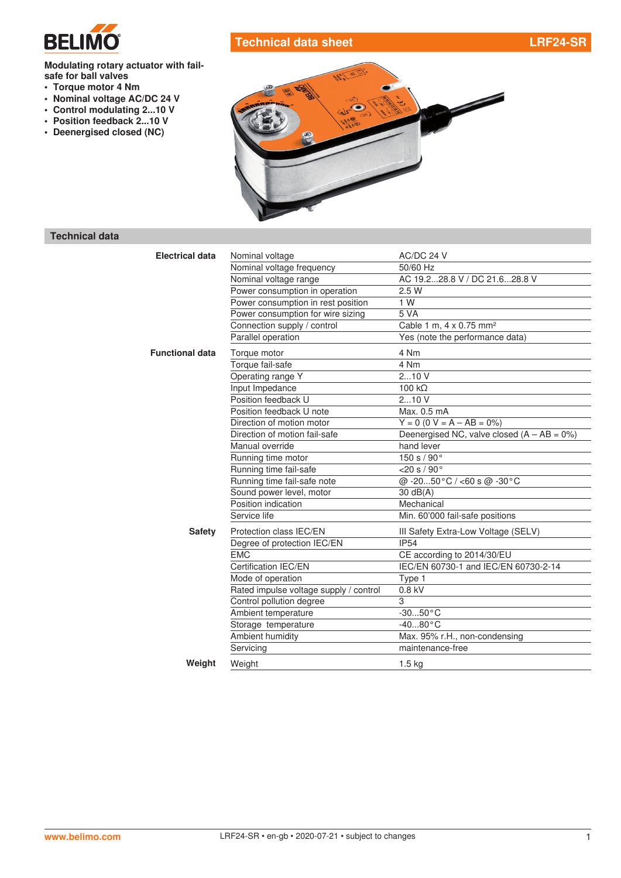# Technical data sheet LRF24-SR

**Modulating rotary actuator with fail-safe for ball valves**

- **Torque motor 4 Nm**
- **Nominal voltage AC/DC 24 V**
- **Control modulating 2...10 V**
- **Position feedback 2...10 V**
- **Deenergised closed (NC)**

## Technical data

| | | |
|---|---|---|
| **Electrical data** | Nominal voltage | AC/DC 24 V |
| | Nominal voltage frequency | 50/60 Hz |
| | Nominal voltage range | AC 19.2...28.8 V / DC 21.6...28.8 V |
| | Power consumption in operation | 2.5 W |
| | Power consumption in rest position | 1 W |
| | Power consumption for wire sizing | 5 VA |
| | Connection supply / control | Cable 1 m, 4 x 0.75 mm² |
| | Parallel operation | Yes (note the performance data) |
| **Functional data** | Torque motor | 4 Nm |
| | Torque fail-safe | 4 Nm |
| | Operating range Y | 2...10 V |
| | Input Impedance | 100 kΩ |
| | Position feedback U | 2...10 V |
| | Position feedback U note | Max. 0.5 mA |
| | Direction of motion motor | Y = 0 (0 V = A – AB = 0%) |
| | Direction of motion fail-safe | Deenergised NC, valve closed (A – AB = 0%) |
| | Manual override | hand lever |
| | Running time motor | 150 s / 90° |
| | Running time fail-safe | <20 s / 90° |
| | Running time fail-safe note | @ -20...50°C / <60 s @ -30°C |
| | Sound power level, motor | 30 dB(A) |
| | Position indication | Mechanical |
| | Service life | Min. 60'000 fail-safe positions |
| **Safety** | Protection class IEC/EN | III Safety Extra-Low Voltage (SELV) |
| | Degree of protection IEC/EN | IP54 |
| | EMC | CE according to 2014/30/EU |
| | Certification IEC/EN | IEC/EN 60730-1 and IEC/EN 60730-2-14 |
| | Mode of operation | Type 1 |
| | Rated impulse voltage supply / control | 0.8 kV |
| | Control pollution degree | 3 |
| | Ambient temperature | -30...50°C |
| | Storage temperature | -40...80°C |
| | Ambient humidity | Max. 95% r.H., non-condensing |
| | Servicing | maintenance-free |
| **Weight** | Weight | 1.5 kg |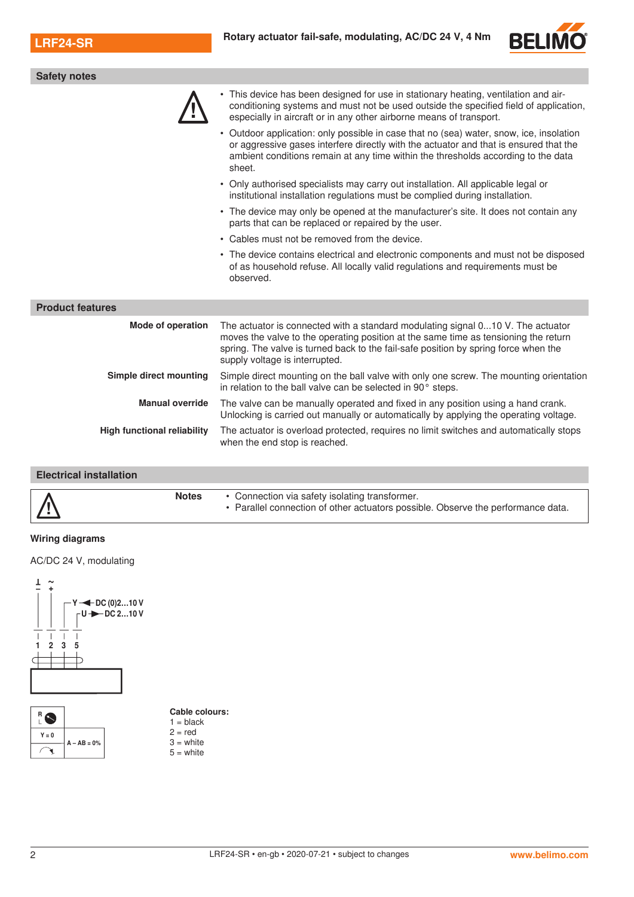## Safety notes

- This device has been designed for use in stationary heating, ventilation and air-conditioning systems and must not be used outside the specified field of application, especially in aircraft or in any other airborne means of transport.
- Outdoor application: only possible in case that no (sea) water, snow, ice, insolation or aggressive gases interfere directly with the actuator and that is ensured that the ambient conditions remain at any time within the thresholds according to the data sheet.
- Only authorised specialists may carry out installation. All applicable legal or institutional installation regulations must be complied during installation.
- The device may only be opened at the manufacturer's site. It does not contain any parts that can be replaced or repaired by the user.
- Cables must not be removed from the device.
- The device contains electrical and electronic components and must not be disposed of as household refuse. All locally valid regulations and requirements must be observed.

## Product features

**Mode of operation**
The actuator is connected with a standard modulating signal 0...10 V. The actuator moves the valve to the operating position at the same time as tensioning the return spring. The valve is turned back to the fail-safe position by spring force when the supply voltage is interrupted.

**Simple direct mounting**
Simple direct mounting on the ball valve with only one screw. The mounting orientation in relation to the ball valve can be selected in 90° steps.

**Manual override**
The valve can be manually operated and fixed in any position using a hand crank. Unlocking is carried out manually or automatically by applying the operating voltage.

**High functional reliability**
The actuator is overload protected, requires no limit switches and automatically stops when the end stop is reached.

## Electrical installation

**Notes**
- Connection via safety isolating transformer.
- Parallel connection of other actuators possible. Observe the performance data.

**Wiring diagrams**

AC/DC 24 V, modulating

⊥ – ~ +

Y ◄ DC (0)2...10 V

U ► DC 2...10 V

1 2 3 5

R / L

Y = 0

A – AB = 0%

**Cable colours:**
1 = black
2 = red
3 = white
5 = white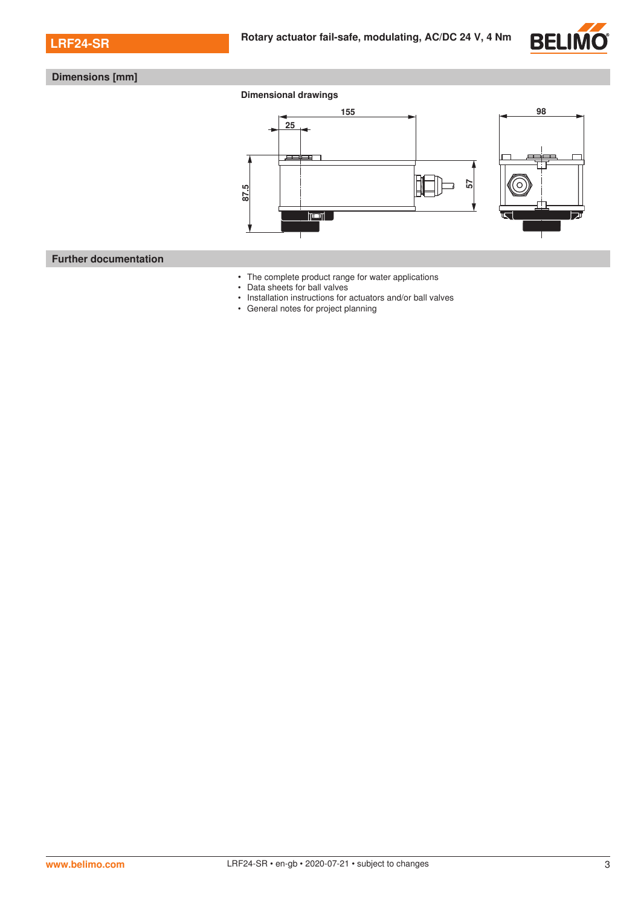## Dimensions [mm]

### Dimensional drawings

155

25

87.5

57

98

## Further documentation

- The complete product range for water applications
- Data sheets for ball valves
- Installation instructions for actuators and/or ball valves
- General notes for project planning